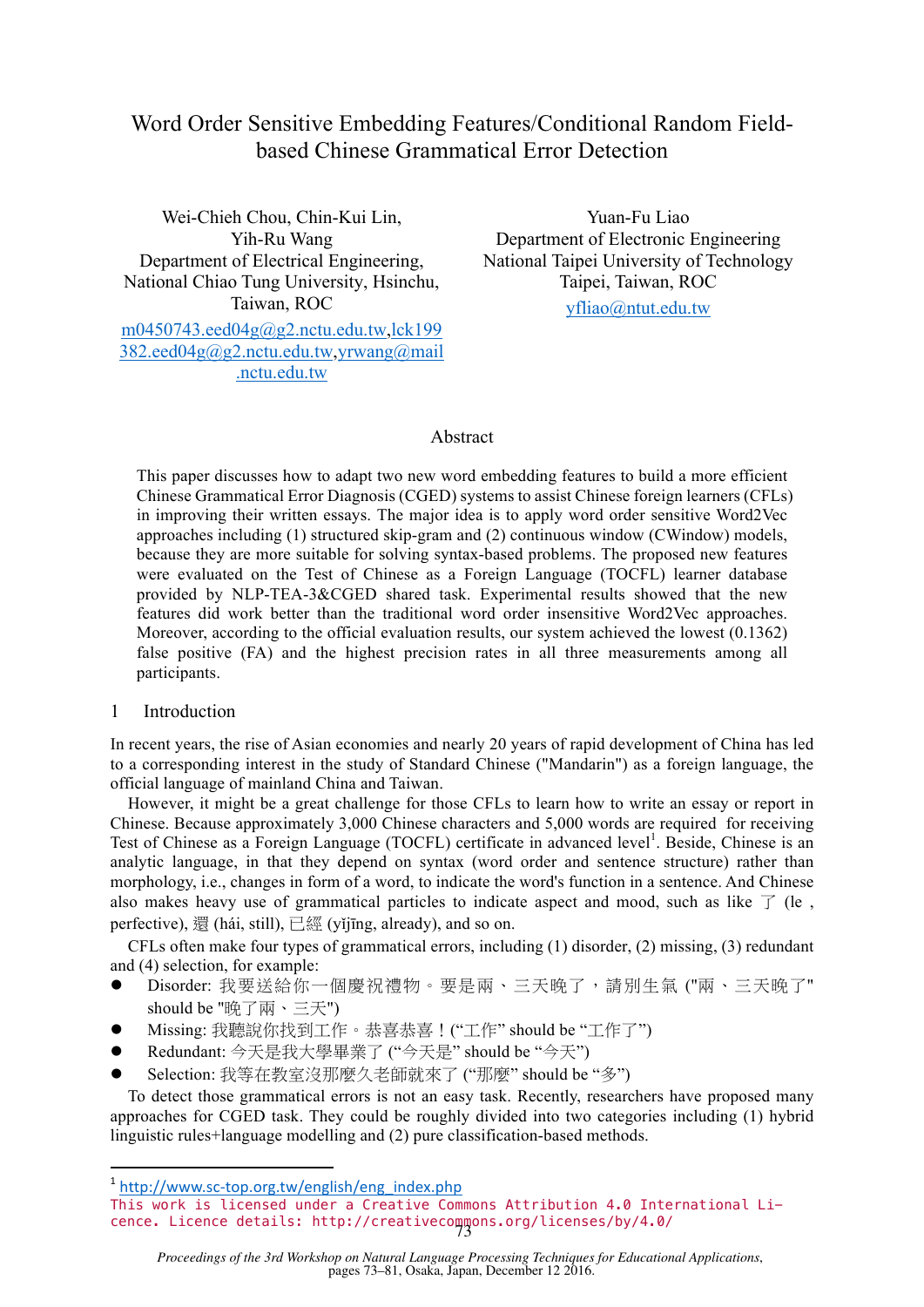# Word Order Sensitive Embedding Features/Conditional Random Field-based Chinese Grammatical Error Detection

Wei-Chieh Chou, Chin-Kui Lin, Yih-Ru Wang
Department of Electrical Engineering, National Chiao Tung University, Hsinchu, Taiwan, ROC
m0450743.eed04g@g2.nctu.edu.tw, lck199382.eed04g@g2.nctu.edu.tw, yrwang@mail.nctu.edu.tw

Yuan-Fu Liao
Department of Electronic Engineering
National Taipei University of Technology
Taipei, Taiwan, ROC
yfliao@ntut.edu.tw

## Abstract

This paper discusses how to adapt two new word embedding features to build a more efficient Chinese Grammatical Error Diagnosis (CGED) systems to assist Chinese foreign learners (CFLs) in improving their written essays. The major idea is to apply word order sensitive Word2Vec approaches including (1) structured skip-gram and (2) continuous window (CWindow) models, because they are more suitable for solving syntax-based problems. The proposed new features were evaluated on the Test of Chinese as a Foreign Language (TOCFL) learner database provided by NLP-TEA-3&CGED shared task. Experimental results showed that the new features did work better than the traditional word order insensitive Word2Vec approaches. Moreover, according to the official evaluation results, our system achieved the lowest (0.1362) false positive (FA) and the highest precision rates in all three measurements among all participants.

## 1 Introduction

In recent years, the rise of Asian economies and nearly 20 years of rapid development of China has led to a corresponding interest in the study of Standard Chinese ("Mandarin") as a foreign language, the official language of mainland China and Taiwan.

However, it might be a great challenge for those CFLs to learn how to write an essay or report in Chinese. Because approximately 3,000 Chinese characters and 5,000 words are required for receiving Test of Chinese as a Foreign Language (TOCFL) certificate in advanced level[1]. Beside, Chinese is an analytic language, in that they depend on syntax (word order and sentence structure) rather than morphology, i.e., changes in form of a word, to indicate the word's function in a sentence. And Chinese also makes heavy use of grammatical particles to indicate aspect and mood, such as like 了 (le , perfective), 還 (hái, still), 已經 (yǐjīng, already), and so on.

CFLs often make four types of grammatical errors, including (1) disorder, (2) missing, (3) redundant and (4) selection, for example:

- Disorder: 我要送給你一個慶祝禮物。要是兩、三天晚了，請別生氣 ("兩、三天晚了" should be "晚了兩、三天")
- Missing: 我聽說你找到工作。恭喜恭喜！("工作" should be "工作了")
- Redundant: 今天是我大學畢業了 ("今天是" should be "今天")
- Selection: 我等在教室沒那麼久老師就來了 ("那麼" should be "多")

To detect those grammatical errors is not an easy task. Recently, researchers have proposed many approaches for CGED task. They could be roughly divided into two categories including (1) hybrid linguistic rules+language modelling and (2) pure classification-based methods.

[1] http://www.sc-top.org.tw/english/eng_index.php

This work is licensed under a Creative Commons Attribution 4.0 International Licence. Licence details: http://creativecommons.org/licenses/by/4.0/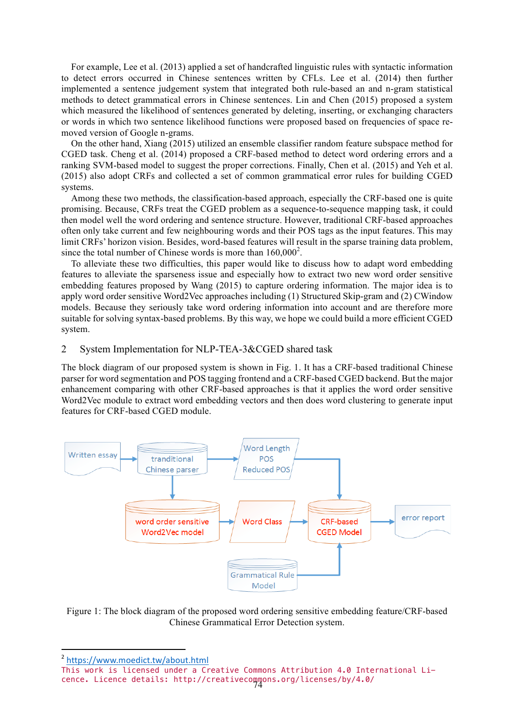For example, Lee et al. (2013) applied a set of handcrafted linguistic rules with syntactic information to detect errors occurred in Chinese sentences written by CFLs. Lee et al. (2014) then further implemented a sentence judgement system that integrated both rule-based an and n-gram statistical methods to detect grammatical errors in Chinese sentences. Lin and Chen (2015) proposed a system which measured the likelihood of sentences generated by deleting, inserting, or exchanging characters or words in which two sentence likelihood functions were proposed based on frequencies of space removed version of Google n-grams.

On the other hand, Xiang (2015) utilized an ensemble classifier random feature subspace method for CGED task. Cheng et al. (2014) proposed a CRF-based method to detect word ordering errors and a ranking SVM-based model to suggest the proper corrections. Finally, Chen et al. (2015) and Yeh et al. (2015) also adopt CRFs and collected a set of common grammatical error rules for building CGED systems.

Among these two methods, the classification-based approach, especially the CRF-based one is quite promising. Because, CRFs treat the CGED problem as a sequence-to-sequence mapping task, it could then model well the word ordering and sentence structure. However, traditional CRF-based approaches often only take current and few neighbouring words and their POS tags as the input features. This may limit CRFs' horizon vision. Besides, word-based features will result in the sparse training data problem, since the total number of Chinese words is more than 160,000[2].

To alleviate these two difficulties, this paper would like to discuss how to adapt word embedding features to alleviate the sparseness issue and especially how to extract two new word order sensitive embedding features proposed by Wang (2015) to capture ordering information. The major idea is to apply word order sensitive Word2Vec approaches including (1) Structured Skip-gram and (2) CWindow models. Because they seriously take word ordering information into account and are therefore more suitable for solving syntax-based problems. By this way, we hope we could build a more efficient CGED system.

## 2 System Implementation for NLP-TEA-3&CGED shared task

The block diagram of our proposed system is shown in Fig. 1. It has a CRF-based traditional Chinese parser for word segmentation and POS tagging frontend and a CRF-based CGED backend. But the major enhancement comparing with other CRF-based approaches is that it applies the word order sensitive Word2Vec module to extract word embedding vectors and then does word clustering to generate input features for CRF-based CGED module.

Figure 1: The block diagram of the proposed word ordering sensitive embedding feature/CRF-based Chinese Grammatical Error Detection system.

[2] https://www.moedict.tw/about.html

This work is licensed under a Creative Commons Attribution 4.0 International Licence. Licence details: http://creativecommons.org/licenses/by/4.0/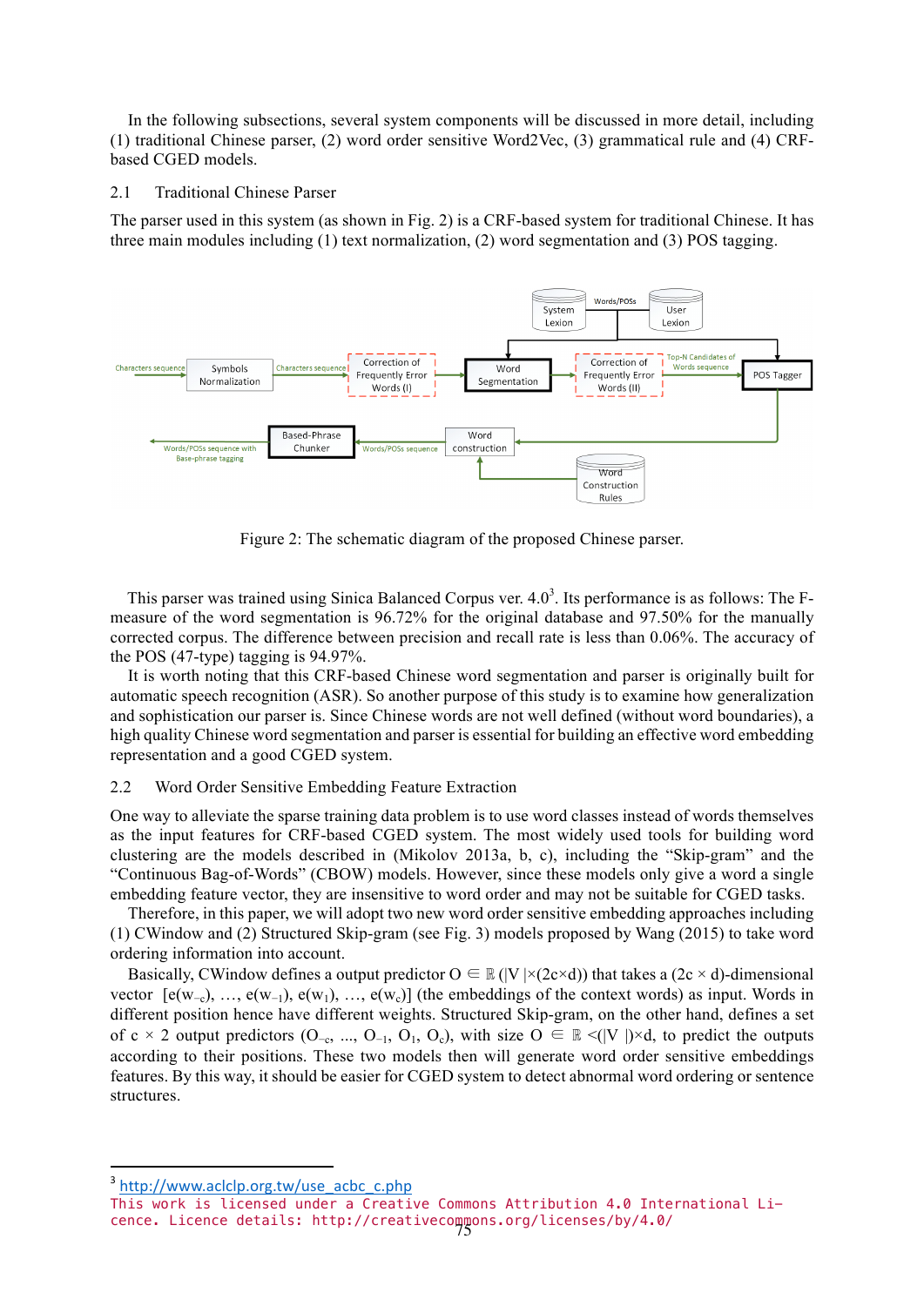In the following subsections, several system components will be discussed in more detail, including (1) traditional Chinese parser, (2) word order sensitive Word2Vec, (3) grammatical rule and (4) CRF-based CGED models.

### 2.1 Traditional Chinese Parser

The parser used in this system (as shown in Fig. 2) is a CRF-based system for traditional Chinese. It has three main modules including (1) text normalization, (2) word segmentation and (3) POS tagging.

Figure 2: The schematic diagram of the proposed Chinese parser.

This parser was trained using Sinica Balanced Corpus ver. 4.0[3]. Its performance is as follows: The F-measure of the word segmentation is 96.72% for the original database and 97.50% for the manually corrected corpus. The difference between precision and recall rate is less than 0.06%. The accuracy of the POS (47-type) tagging is 94.97%.

It is worth noting that this CRF-based Chinese word segmentation and parser is originally built for automatic speech recognition (ASR). So another purpose of this study is to examine how generalization and sophistication our parser is. Since Chinese words are not well defined (without word boundaries), a high quality Chinese word segmentation and parser is essential for building an effective word embedding representation and a good CGED system.

### 2.2 Word Order Sensitive Embedding Feature Extraction

One way to alleviate the sparse training data problem is to use word classes instead of words themselves as the input features for CRF-based CGED system. The most widely used tools for building word clustering are the models described in (Mikolov 2013a, b, c), including the "Skip-gram" and the "Continuous Bag-of-Words" (CBOW) models. However, since these models only give a word a single embedding feature vector, they are insensitive to word order and may not be suitable for CGED tasks.

Therefore, in this paper, we will adopt two new word order sensitive embedding approaches including (1) CWindow and (2) Structured Skip-gram (see Fig. 3) models proposed by Wang (2015) to take word ordering information into account.

Basically, CWindow defines a output predictor $O \in \mathbb{R}^{(|V| \times (2c \times d))}$ that takes a $(2c \times d)$-dimensional vector $[e(w_{-c}), \ldots, e(w_{-1}), e(w_1), \ldots, e(w_c)]$ (the embeddings of the context words) as input. Words in different position hence have different weights. Structured Skip-gram, on the other hand, defines a set of $c \times 2$ output predictors $(O_{-c}, \ldots, O_{-1}, O_1, O_c)$, with size $O \in \mathbb{R}^{(|V|) \times d}$, to predict the outputs according to their positions. These two models then will generate word order sensitive embeddings features. By this way, it should be easier for CGED system to detect abnormal word ordering or sentence structures.

[3] http://www.aclclp.org.tw/use_acbc_c.php

This work is licensed under a Creative Commons Attribution 4.0 International Licence. Licence details: http://creativecommons.org/licenses/by/4.0/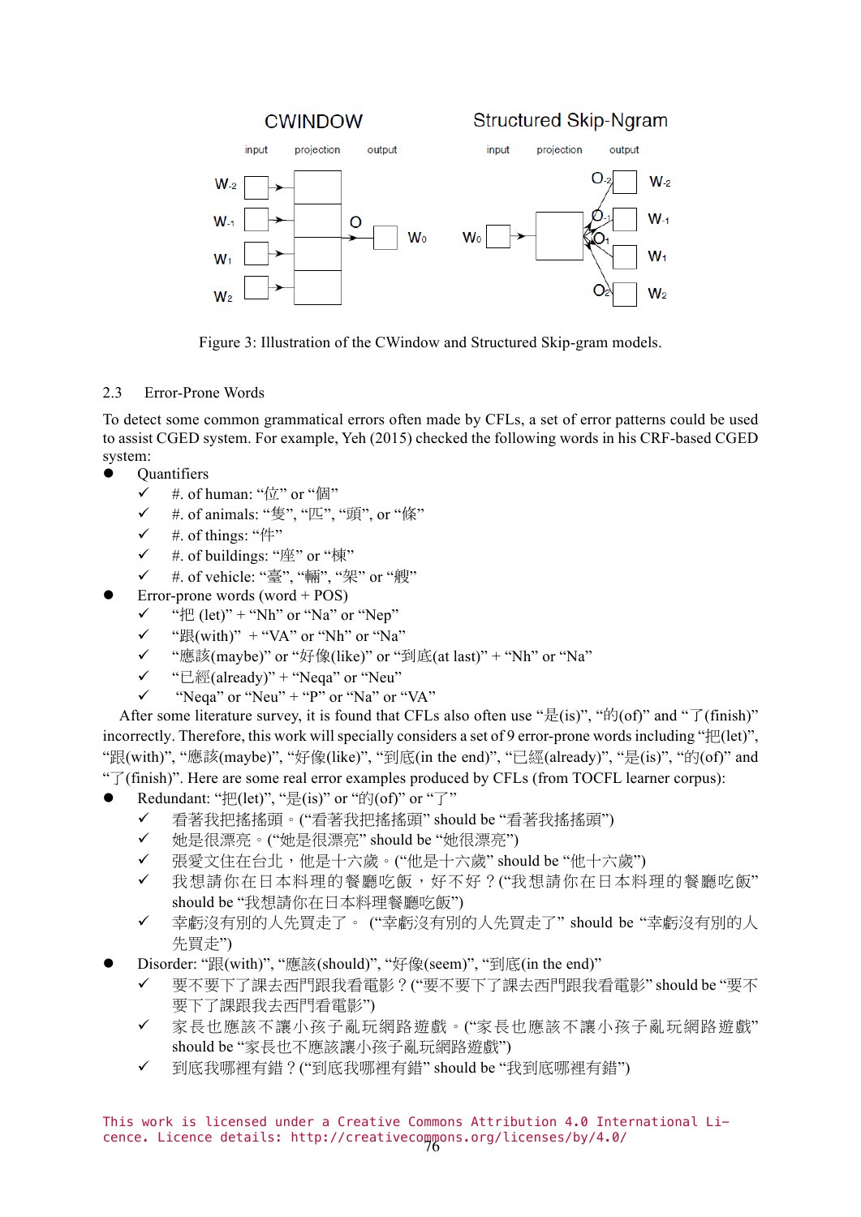Figure 3: Illustration of the CWindow and Structured Skip-gram models.

### 2.3 Error-Prone Words

To detect some common grammatical errors often made by CFLs, a set of error patterns could be used to assist CGED system. For example, Yeh (2015) checked the following words in his CRF-based CGED system:

- Quantifiers
  - ✓ #. of human: “位” or “個”
  - ✓ #. of animals: “隻”, “匹”, “頭”, or “條”
  - ✓ #. of things: “件”
  - ✓ #. of buildings: “座” or “棟”
  - ✓ #. of vehicle: “臺”, “輛”, “架” or “艘”
- Error-prone words (word + POS)
  - ✓ “把 (let)” + “Nh” or “Na” or “Nep”
  - ✓ “跟(with)” + “VA” or “Nh” or “Na”
  - ✓ “應該(maybe)” or “好像(like)” or “到底(at last)” + “Nh” or “Na”
  - ✓ “已經(already)” + “Neqa” or “Neu”
  - ✓ “Neqa” or “Neu” + “P” or “Na” or “VA”

After some literature survey, it is found that CFLs also often use “是(is)”, “的(of)” and “了(finish)” incorrectly. Therefore, this work will specially considers a set of 9 error-prone words including “把(let)”, “跟(with)”, “應該(maybe)”, “好像(like)”, “到底(in the end)”, “已經(already)”, “是(is)”, “的(of)” and “了(finish)”. Here are some real error examples produced by CFLs (from TOCFL learner corpus):

- Redundant: “把(let)”, “是(is)” or “的(of)” or “了”
  - ✓ 看著我把搖搖頭。(“看著我把搖搖頭” should be “看著我搖搖頭”)
  - ✓ 她是很漂亮。(“她是很漂亮” should be “她很漂亮”)
  - ✓ 張愛文住在台北，他是十六歲。(“他是十六歲” should be “他十六歲”)
  - ✓ 我想請你在日本料理的餐廳吃飯，好不好？(“我想請你在日本料理的餐廳吃飯” should be “我想請你在日本料理餐廳吃飯”)
  - ✓ 幸虧沒有別的人先買走了。 (“幸虧沒有別的人先買走了” should be “幸虧沒有別的人先買走”)
- Disorder: “跟(with)”, “應該(should)”, “好像(seem)”, “到底(in the end)”
  - ✓ 要不要下了課去西門跟我看電影？(“要不要下了課去西門跟我看電影” should be “要不要下了課跟我去西門看電影”)
  - ✓ 家長也應該不讓小孩子亂玩網路遊戲。(“家長也應該不讓小孩子亂玩網路遊戲” should be “家長也不應該讓小孩子亂玩網路遊戲”)
  - ✓ 到底我哪裡有錯？(“到底我哪裡有錯” should be “我到底哪裡有錯”)

This work is licensed under a Creative Commons Attribution 4.0 International Licence. Licence details: http://creativecommons.org/licenses/by/4.0/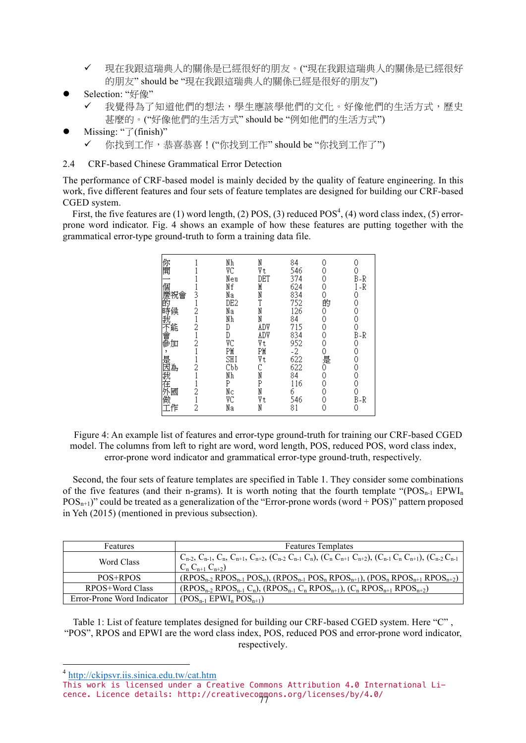- ✓ 現在我跟這瑞典人的關係是已經很好的朋友。("現在我跟這瑞典人的關係是已經很好的朋友" should be "現在我跟這瑞典人的關係已經是很好的朋友")
- Selection: "好像"
  - ✓ 我覺得為了知道他們的想法，學生應該學他們的文化。好像他們的生活方式，歷史甚麼的。("好像他們的生活方式" should be "例如他們的生活方式")
- Missing: "了(finish)"
  - ✓ 你找到工作，恭喜恭喜！("你找到工作" should be "你找到工作了")

### 2.4 CRF-based Chinese Grammatical Error Detection

The performance of CRF-based model is mainly decided by the quality of feature engineering. In this work, five different features and four sets of feature templates are designed for building our CRF-based CGED system.

First, the five features are (1) word length, (2) POS, (3) reduced POS[4], (4) word class index, (5) error-prone word indicator. Fig. 4 shows an example of how these features are putting together with the grammatical error-type ground-truth to form a training data file.

```
你      1   Nh    N     84    0   0
開      1   VC    Vt    546   0   0
一      1   Neu   DET   374   0   B-R
個      1   Nf    M     624   0   I-R
慶祝會  3   Na    N     834   0   0
的      1   DE2   T     752   的  0
時候    2   Na    N     126   0   0
我      1   Nh    N     84    0   0
不能    2   D     ADV   715   0   0
會      1   D     ADV   834   0   B-R
參加    2   VC    Vt    952   0   0
，      1   PM    PM    -2    0   0
是      1   SHI   Vt    622   是  0
因為    2   Cbb   C     622   0   0
我      1   Nh    N     84    0   0
在      1   P     P     116   0   0
外國    2   Nc    N     6     0   0
做      1   VC    Vt    546   0   B-R
工作    2   Na    N     81    0   0
```

Figure 4: An example list of features and error-type ground-truth for training our CRF-based CGED model. The columns from left to right are word, word length, POS, reduced POS, word class index, error-prone word indicator and grammatical error-type ground-truth, respectively.

Second, the four sets of feature templates are specified in Table 1. They consider some combinations of the five features (and their n-grams). It is worth noting that the fourth template "($POS_{n-1}$ $EPWI_n$ $POS_{n+1}$)" could be treated as a generalization of the "Error-prone words (word + POS)" pattern proposed in Yeh (2015) (mentioned in previous subsection).

| Features | Features Templates |
|---|---|
| Word Class | $C_{n-2}$, $C_{n-1}$, $C_n$, $C_{n+1}$, $C_{n+2}$, ($C_{n-2}$ $C_{n-1}$ $C_n$), ($C_n$ $C_{n+1}$ $C_{n+2}$), ($C_{n-1}$ $C_n$ $C_{n+1}$), ($C_{n-2}$ $C_{n-1}$ $C_n$ $C_{n+1}$ $C_{n+2}$) |
| POS+RPOS | ($POS_{n-2}$ $RPOS_{n-1}$ $POS_n$), ($RPOS_{n-1}$ $POS_n$ $RPOS_{n+1}$), ($POS_n$ $RPOS_{n+1}$ $RPOS_{n+2}$) |
| RPOS+Word Class | ($RPOS_{n-2}$ $RPOS_{n-1}$ $C_n$), ($RPOS_{n-1}$ $C_n$ $RPOS_{n+1}$), ($C_n$ $RPOS_{n+1}$ $RPOS_{n+2}$) |
| Error-Prone Word Indicator | ($POS_{n-1}$ $EPWI_n$ $POS_{n+1}$) |

Table 1: List of feature templates designed for building our CRF-based CGED system. Here "C", "POS", RPOS and EPWI are the word class index, POS, reduced POS and error-prone word indicator, respectively.

---

[4] http://ckipsvr.iis.sinica.edu.tw/cat.htm

This work is licensed under a Creative Commons Attribution 4.0 International Licence. Licence details: http://creativecommons.org/licenses/by/4.0/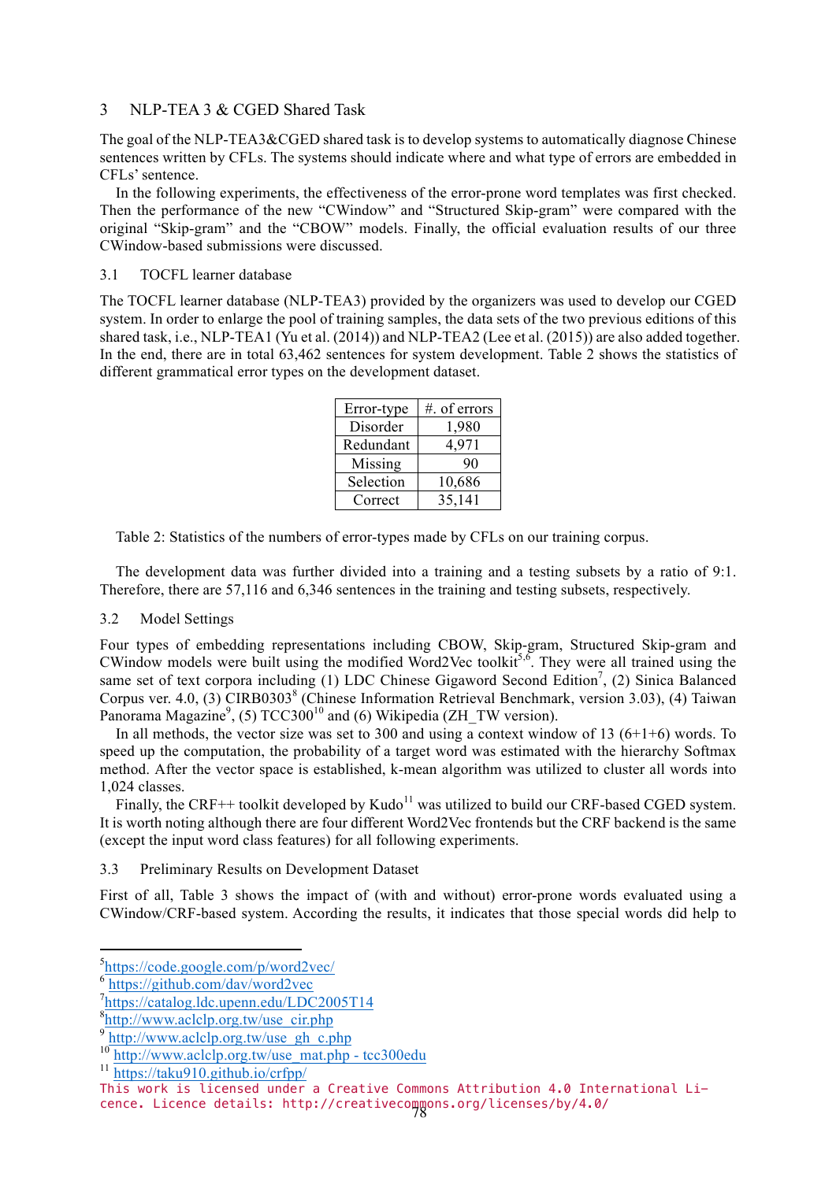## 3 NLP-TEA 3 & CGED Shared Task

The goal of the NLP-TEA3&CGED shared task is to develop systems to automatically diagnose Chinese sentences written by CFLs. The systems should indicate where and what type of errors are embedded in CFLs' sentence.

In the following experiments, the effectiveness of the error-prone word templates was first checked. Then the performance of the new "CWindow" and "Structured Skip-gram" were compared with the original "Skip-gram" and the "CBOW" models. Finally, the official evaluation results of our three CWindow-based submissions were discussed.

### 3.1 TOCFL learner database

The TOCFL learner database (NLP-TEA3) provided by the organizers was used to develop our CGED system. In order to enlarge the pool of training samples, the data sets of the two previous editions of this shared task, i.e., NLP-TEA1 (Yu et al. (2014)) and NLP-TEA2 (Lee et al. (2015)) are also added together. In the end, there are in total 63,462 sentences for system development. Table 2 shows the statistics of different grammatical error types on the development dataset.

| Error-type | #. of errors |
|---|---|
| Disorder | 1,980 |
| Redundant | 4,971 |
| Missing | 90 |
| Selection | 10,686 |
| Correct | 35,141 |

Table 2: Statistics of the numbers of error-types made by CFLs on our training corpus.

The development data was further divided into a training and a testing subsets by a ratio of 9:1. Therefore, there are 57,116 and 6,346 sentences in the training and testing subsets, respectively.

### 3.2 Model Settings

Four types of embedding representations including CBOW, Skip-gram, Structured Skip-gram and CWindow models were built using the modified Word2Vec toolkit[5,6]. They were all trained using the same set of text corpora including (1) LDC Chinese Gigaword Second Edition[7], (2) Sinica Balanced Corpus ver. 4.0, (3) CIRB0303[8] (Chinese Information Retrieval Benchmark, version 3.03), (4) Taiwan Panorama Magazine[9], (5) TCC300[10] and (6) Wikipedia (ZH_TW version).

In all methods, the vector size was set to 300 and using a context window of 13 (6+1+6) words. To speed up the computation, the probability of a target word was estimated with the hierarchy Softmax method. After the vector space is established, k-mean algorithm was utilized to cluster all words into 1,024 classes.

Finally, the CRF++ toolkit developed by Kudo[11] was utilized to build our CRF-based CGED system. It is worth noting although there are four different Word2Vec frontends but the CRF backend is the same (except the input word class features) for all following experiments.

### 3.3 Preliminary Results on Development Dataset

First of all, Table 3 shows the impact of (with and without) error-prone words evaluated using a CWindow/CRF-based system. According the results, it indicates that those special words did help to

---

[5] https://code.google.com/p/word2vec/
[6] https://github.com/dav/word2vec
[7] https://catalog.ldc.upenn.edu/LDC2005T14
[8] http://www.aclclp.org.tw/use_cir.php
[9] http://www.aclclp.org.tw/use_gh_c.php
[10] http://www.aclclp.org.tw/use_mat.php - tcc300edu
[11] https://taku910.github.io/crfpp/

This work is licensed under a Creative Commons Attribution 4.0 International Licence. Licence details: http://creativecommons.org/licenses/by/4.0/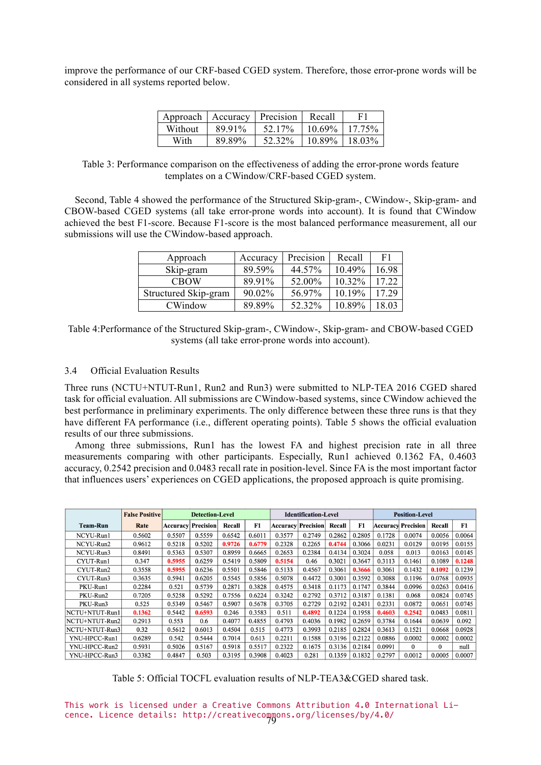improve the performance of our CRF-based CGED system. Therefore, those error-prone words will be considered in all systems reported below.

| Approach | Accuracy | Precision | Recall | F1 |
|---|---|---|---|---|
| Without | 89.91% | 52.17% | 10.69% | 17.75% |
| With | 89.89% | 52.32% | 10.89% | 18.03% |

Table 3: Performance comparison on the effectiveness of adding the error-prone words feature templates on a CWindow/CRF-based CGED system.

Second, Table 4 showed the performance of the Structured Skip-gram-, CWindow-, Skip-gram- and CBOW-based CGED systems (all take error-prone words into account). It is found that CWindow achieved the best F1-score. Because F1-score is the most balanced performance measurement, all our submissions will use the CWindow-based approach.

| Approach | Accuracy | Precision | Recall | F1 |
|---|---|---|---|---|
| Skip-gram | 89.59% | 44.57% | 10.49% | 16.98 |
| CBOW | 89.91% | 52.00% | 10.32% | 17.22 |
| Structured Skip-gram | 90.02% | 56.97% | 10.19% | 17.29 |
| CWindow | 89.89% | 52.32% | 10.89% | 18.03 |

Table 4:Performance of the Structured Skip-gram-, CWindow-, Skip-gram- and CBOW-based CGED systems (all take error-prone words into account).

## 3.4 Official Evaluation Results

Three runs (NCTU+NTUT-Run1, Run2 and Run3) were submitted to NLP-TEA 2016 CGED shared task for official evaluation. All submissions are CWindow-based systems, since CWindow achieved the best performance in preliminary experiments. The only difference between these three runs is that they have different FA performance (i.e., different operating points). Table 5 shows the official evaluation results of our three submissions.

Among three submissions, Run1 has the lowest FA and highest precision rate in all three measurements comparing with other participants. Especially, Run1 achieved 0.1362 FA, 0.4603 accuracy, 0.2542 precision and 0.0483 recall rate in position-level. Since FA is the most important factor that influences users' experiences on CGED applications, the proposed approach is quite promising.

| Team-Run | False Positive Rate | Detection-Level | | | | Identification-Level | | | | Position-Level | | | |
|---|---|---|---|---|---|---|---|---|---|---|---|---|---|
| | | Accuracy | Precision | Recall | F1 | Accuracy | Precision | Recall | F1 | Accuracy | Precision | Recall | F1 |
| NCYU-Run1 | 0.5602 | 0.5507 | 0.5559 | 0.6542 | 0.6011 | 0.3577 | 0.2749 | 0.2862 | 0.2805 | 0.1728 | 0.0074 | 0.0056 | 0.0064 |
| NCYU-Run2 | 0.9612 | 0.5218 | 0.5202 | **0.9726** | **0.6779** | 0.2328 | 0.2265 | **0.4744** | 0.3066 | 0.0231 | 0.0129 | 0.0195 | 0.0155 |
| NCYU-Run3 | 0.8491 | 0.5363 | 0.5307 | 0.8959 | 0.6665 | 0.2653 | 0.2384 | 0.4134 | 0.3024 | 0.058 | 0.013 | 0.0163 | 0.0145 |
| CYUT-Run1 | 0.347 | **0.5955** | 0.6259 | 0.5419 | 0.5809 | **0.5154** | 0.46 | 0.3021 | 0.3647 | 0.3113 | 0.1461 | 0.1089 | **0.1248** |
| CYUT-Run2 | 0.3558 | **0.5955** | 0.6236 | 0.5501 | 0.5846 | 0.5133 | 0.4567 | 0.3061 | **0.3666** | 0.3061 | 0.1432 | **0.1092** | 0.1239 |
| CYUT-Run3 | 0.3635 | 0.5941 | 0.6205 | 0.5545 | 0.5856 | 0.5078 | 0.4472 | 0.3001 | 0.3592 | 0.3088 | 0.1196 | 0.0768 | 0.0935 |
| PKU-Run1 | 0.2284 | 0.521 | 0.5739 | 0.2871 | 0.3828 | 0.4575 | 0.3418 | 0.1173 | 0.1747 | 0.3844 | 0.0996 | 0.0263 | 0.0416 |
| PKU-Run2 | 0.7205 | 0.5258 | 0.5292 | 0.7556 | 0.6224 | 0.3242 | 0.2792 | 0.3712 | 0.3187 | 0.1381 | 0.068 | 0.0824 | 0.0745 |
| PKU-Run3 | 0.525 | 0.5349 | 0.5467 | 0.5907 | 0.5678 | 0.3705 | 0.2729 | 0.2192 | 0.2431 | 0.2331 | 0.0872 | 0.0651 | 0.0745 |
| NCTU+NTUT-Run1 | **0.1362** | 0.5442 | **0.6593** | 0.246 | 0.3583 | 0.511 | **0.4892** | 0.1224 | 0.1958 | **0.4603** | **0.2542** | 0.0483 | 0.0811 |
| NCTU+NTUT-Run2 | 0.2913 | 0.553 | 0.6 | 0.4077 | 0.4855 | 0.4793 | 0.4036 | 0.1982 | 0.2659 | 0.3784 | 0.1644 | 0.0639 | 0.092 |
| NCTU+NTUT-Run3 | 0.32 | 0.5612 | 0.6013 | 0.4504 | 0.515 | 0.4773 | 0.3993 | 0.2185 | 0.2824 | 0.3613 | 0.1521 | 0.0668 | 0.0928 |
| YNU-HPCC-Run1 | 0.6289 | 0.542 | 0.5444 | 0.7014 | 0.613 | 0.2211 | 0.1588 | 0.3196 | 0.2122 | 0.0886 | 0.0002 | 0.0002 | 0.0002 |
| YNU-HPCC-Run2 | 0.5931 | 0.5026 | 0.5167 | 0.5918 | 0.5517 | 0.2322 | 0.1675 | 0.3136 | 0.2184 | 0.0991 | 0 | 0 | null |
| YNU-HPCC-Run3 | 0.3382 | 0.4847 | 0.503 | 0.3195 | 0.3908 | 0.4023 | 0.281 | 0.1359 | 0.1832 | 0.2797 | 0.0012 | 0.0005 | 0.0007 |

Table 5: Official TOCFL evaluation results of NLP-TEA3&CGED shared task.

This work is licensed under a Creative Commons Attribution 4.0 International Licence. Licence details: http://creativecommons.org/licenses/by/4.0/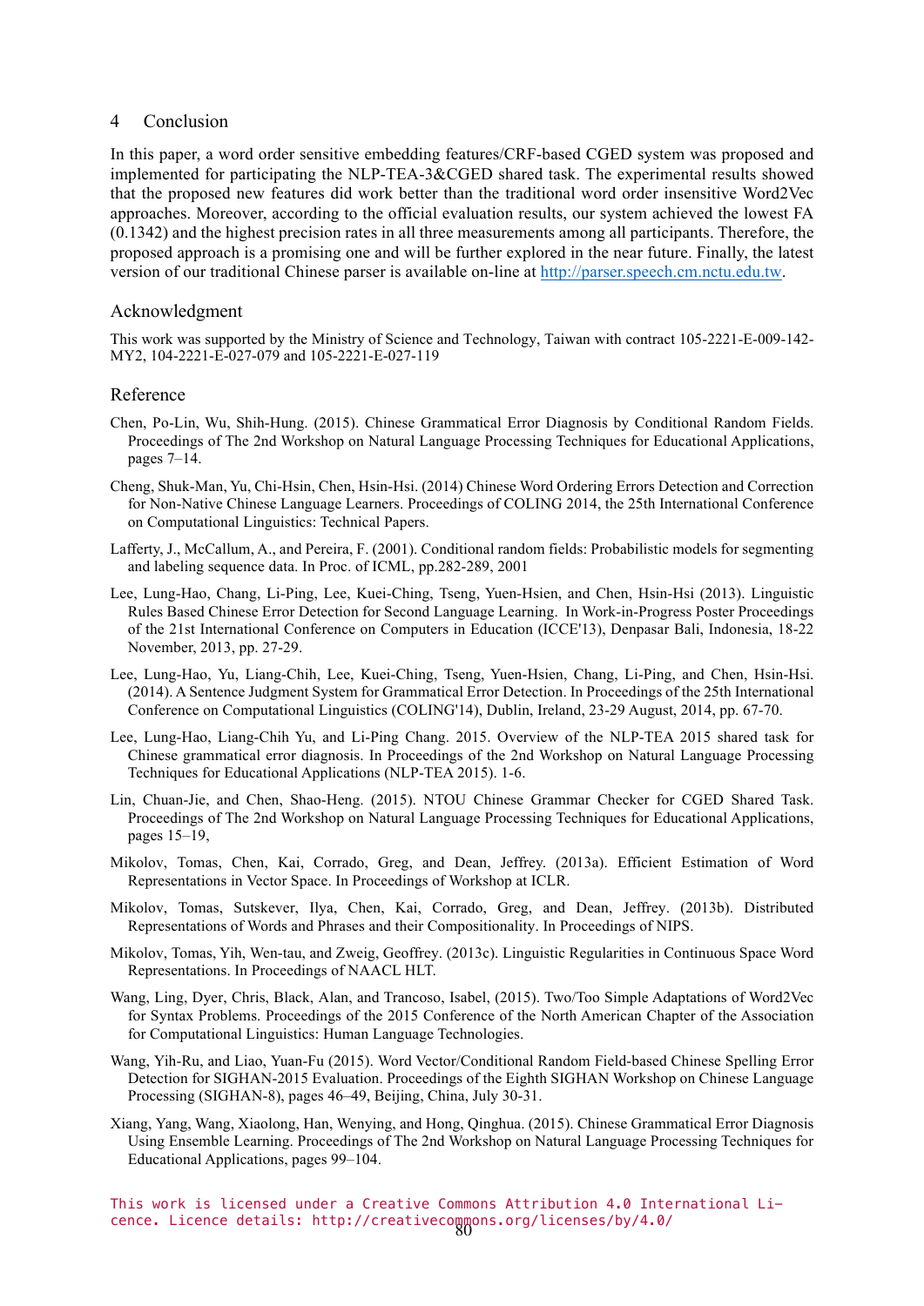## 4 Conclusion

In this paper, a word order sensitive embedding features/CRF-based CGED system was proposed and implemented for participating the NLP-TEA-3&CGED shared task. The experimental results showed that the proposed new features did work better than the traditional word order insensitive Word2Vec approaches. Moreover, according to the official evaluation results, our system achieved the lowest FA (0.1342) and the highest precision rates in all three measurements among all participants. Therefore, the proposed approach is a promising one and will be further explored in the near future. Finally, the latest version of our traditional Chinese parser is available on-line at http://parser.speech.cm.nctu.edu.tw.

## Acknowledgment

This work was supported by the Ministry of Science and Technology, Taiwan with contract 105-2221-E-009-142-MY2, 104-2221-E-027-079 and 105-2221-E-027-119

## Reference

Chen, Po-Lin, Wu, Shih-Hung. (2015). Chinese Grammatical Error Diagnosis by Conditional Random Fields. Proceedings of The 2nd Workshop on Natural Language Processing Techniques for Educational Applications, pages 7–14.

Cheng, Shuk-Man, Yu, Chi-Hsin, Chen, Hsin-Hsi. (2014) Chinese Word Ordering Errors Detection and Correction for Non-Native Chinese Language Learners. Proceedings of COLING 2014, the 25th International Conference on Computational Linguistics: Technical Papers.

Lafferty, J., McCallum, A., and Pereira, F. (2001). Conditional random fields: Probabilistic models for segmenting and labeling sequence data. In Proc. of ICML, pp.282-289, 2001

Lee, Lung-Hao, Chang, Li-Ping, Lee, Kuei-Ching, Tseng, Yuen-Hsien, and Chen, Hsin-Hsi (2013). Linguistic Rules Based Chinese Error Detection for Second Language Learning. In Work-in-Progress Poster Proceedings of the 21st International Conference on Computers in Education (ICCE'13), Denpasar Bali, Indonesia, 18-22 November, 2013, pp. 27-29.

Lee, Lung-Hao, Yu, Liang-Chih, Lee, Kuei-Ching, Tseng, Yuen-Hsien, Chang, Li-Ping, and Chen, Hsin-Hsi. (2014). A Sentence Judgment System for Grammatical Error Detection. In Proceedings of the 25th International Conference on Computational Linguistics (COLING'14), Dublin, Ireland, 23-29 August, 2014, pp. 67-70.

Lee, Lung-Hao, Liang-Chih Yu, and Li-Ping Chang. 2015. Overview of the NLP-TEA 2015 shared task for Chinese grammatical error diagnosis. In Proceedings of the 2nd Workshop on Natural Language Processing Techniques for Educational Applications (NLP-TEA 2015). 1-6.

Lin, Chuan-Jie, and Chen, Shao-Heng. (2015). NTOU Chinese Grammar Checker for CGED Shared Task. Proceedings of The 2nd Workshop on Natural Language Processing Techniques for Educational Applications, pages 15–19,

Mikolov, Tomas, Chen, Kai, Corrado, Greg, and Dean, Jeffrey. (2013a). Efficient Estimation of Word Representations in Vector Space. In Proceedings of Workshop at ICLR.

Mikolov, Tomas, Sutskever, Ilya, Chen, Kai, Corrado, Greg, and Dean, Jeffrey. (2013b). Distributed Representations of Words and Phrases and their Compositionality. In Proceedings of NIPS.

Mikolov, Tomas, Yih, Wen-tau, and Zweig, Geoffrey. (2013c). Linguistic Regularities in Continuous Space Word Representations. In Proceedings of NAACL HLT.

Wang, Ling, Dyer, Chris, Black, Alan, and Trancoso, Isabel, (2015). Two/Too Simple Adaptations of Word2Vec for Syntax Problems. Proceedings of the 2015 Conference of the North American Chapter of the Association for Computational Linguistics: Human Language Technologies.

Wang, Yih-Ru, and Liao, Yuan-Fu (2015). Word Vector/Conditional Random Field-based Chinese Spelling Error Detection for SIGHAN-2015 Evaluation. Proceedings of the Eighth SIGHAN Workshop on Chinese Language Processing (SIGHAN-8), pages 46–49, Beijing, China, July 30-31.

Xiang, Yang, Wang, Xiaolong, Han, Wenying, and Hong, Qinghua. (2015). Chinese Grammatical Error Diagnosis Using Ensemble Learning. Proceedings of The 2nd Workshop on Natural Language Processing Techniques for Educational Applications, pages 99–104.

This work is licensed under a Creative Commons Attribution 4.0 International Licence. Licence details: http://creativecommons.org/licenses/by/4.0/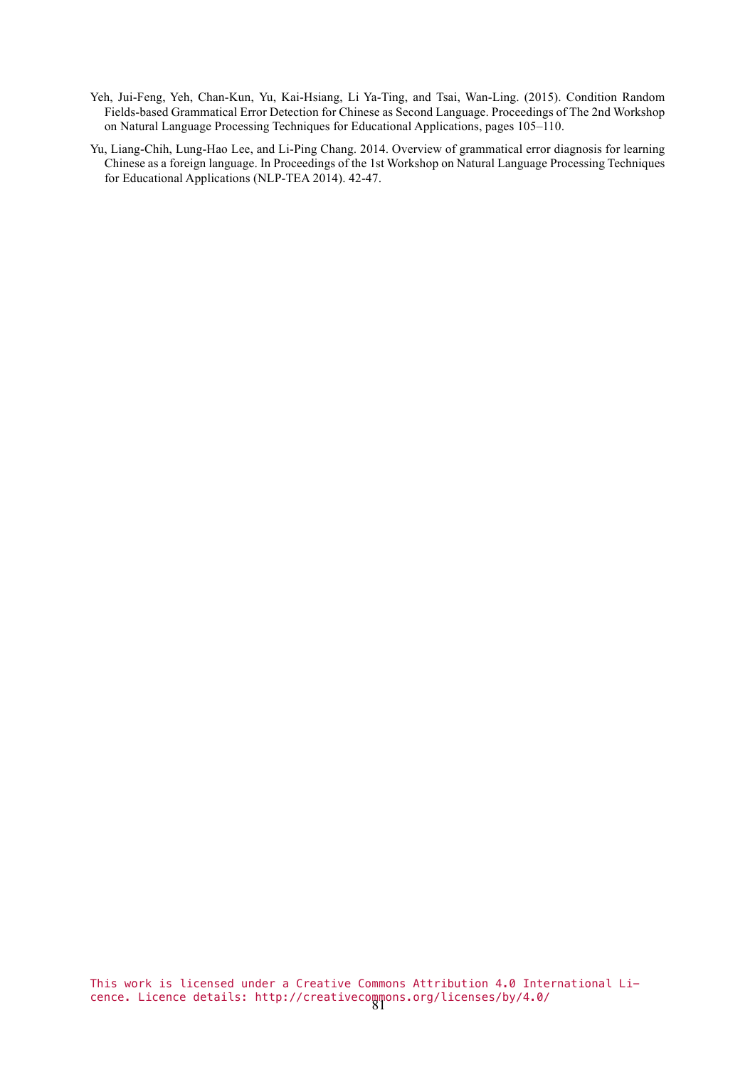Yeh, Jui-Feng, Yeh, Chan-Kun, Yu, Kai-Hsiang, Li Ya-Ting, and Tsai, Wan-Ling. (2015). Condition Random Fields-based Grammatical Error Detection for Chinese as Second Language. Proceedings of The 2nd Workshop on Natural Language Processing Techniques for Educational Applications, pages 105–110.

Yu, Liang-Chih, Lung-Hao Lee, and Li-Ping Chang. 2014. Overview of grammatical error diagnosis for learning Chinese as a foreign language. In Proceedings of the 1st Workshop on Natural Language Processing Techniques for Educational Applications (NLP-TEA 2014). 42-47.

This work is licensed under a Creative Commons Attribution 4.0 International Licence. Licence details: http://creativecommons.org/licenses/by/4.0/